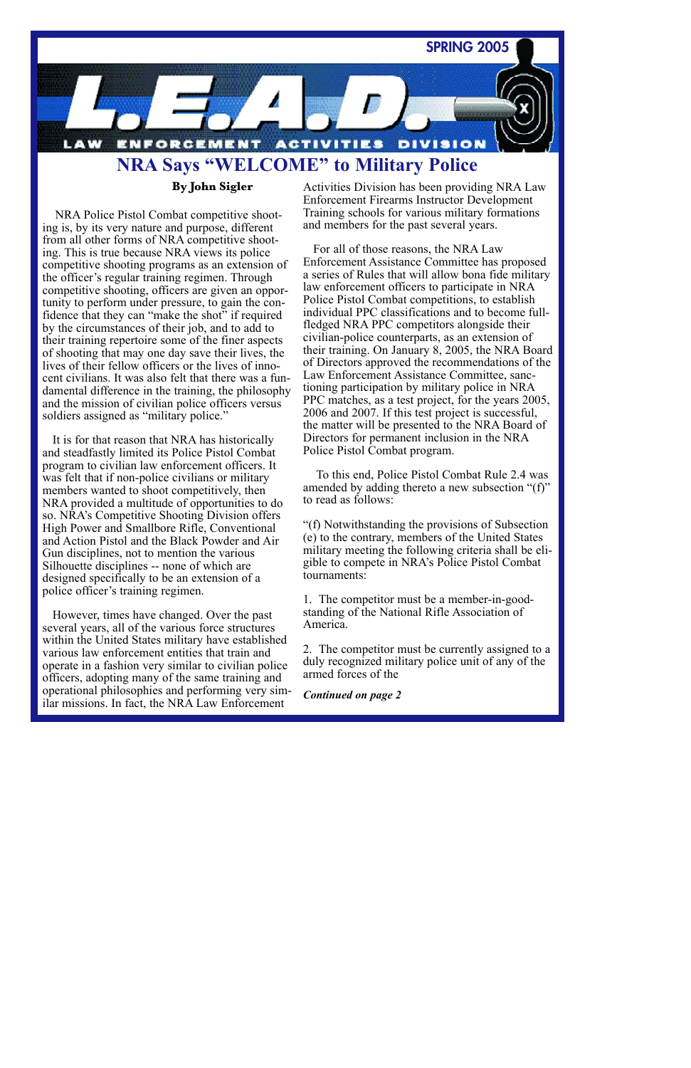SPRING 2005

# L.E.A.D.

LAW ENFORCEMENT ACTIVITIES DIVISION

## NRA Says "WELCOME" to Military Police

**By John Sigler**

NRA Police Pistol Combat competitive shooting is, by its very nature and purpose, different from all other forms of NRA competitive shooting. This is true because NRA views its police competitive shooting programs as an extension of the officer's regular training regimen. Through competitive shooting, officers are given an opportunity to perform under pressure, to gain the confidence that they can "make the shot" if required by the circumstances of their job, and to add to their training repertoire some of the finer aspects of shooting that may one day save their lives, the lives of their fellow officers or the lives of innocent civilians. It was also felt that there was a fundamental difference in the training, the philosophy and the mission of civilian police officers versus soldiers assigned as "military police."

It is for that reason that NRA has historically and steadfastly limited its Police Pistol Combat program to civilian law enforcement officers. It was felt that if non-police civilians or military members wanted to shoot competitively, then NRA provided a multitude of opportunities to do so. NRA's Competitive Shooting Division offers High Power and Smallbore Rifle, Conventional and Action Pistol and the Black Powder and Air Gun disciplines, not to mention the various Silhouette disciplines -- none of which are designed specifically to be an extension of a police officer's training regimen.

However, times have changed. Over the past several years, all of the various force structures within the United States military have established various law enforcement entities that train and operate in a fashion very similar to civilian police officers, adopting many of the same training and operational philosophies and performing very similar missions. In fact, the NRA Law Enforcement Activities Division has been providing NRA Law Enforcement Firearms Instructor Development Training schools for various military formations and members for the past several years.

For all of those reasons, the NRA Law Enforcement Assistance Committee has proposed a series of Rules that will allow bona fide military law enforcement officers to participate in NRA Police Pistol Combat competitions, to establish individual PPC classifications and to become full-fledged NRA PPC competitors alongside their civilian-police counterparts, as an extension of their training. On January 8, 2005, the NRA Board of Directors approved the recommendations of the Law Enforcement Assistance Committee, sanctioning participation by military police in NRA PPC matches, as a test project, for the years 2005, 2006 and 2007. If this test project is successful, the matter will be presented to the NRA Board of Directors for permanent inclusion in the NRA Police Pistol Combat program.

To this end, Police Pistol Combat Rule 2.4 was amended by adding thereto a new subsection "(f)" to read as follows:

"(f) Notwithstanding the provisions of Subsection (e) to the contrary, members of the United States military meeting the following criteria shall be eligible to compete in NRA's Police Pistol Combat tournaments:

1. The competitor must be a member-in-good-standing of the National Rifle Association of America.

2. The competitor must be currently assigned to a duly recognized military police unit of any of the armed forces of the

***Continued on page 2***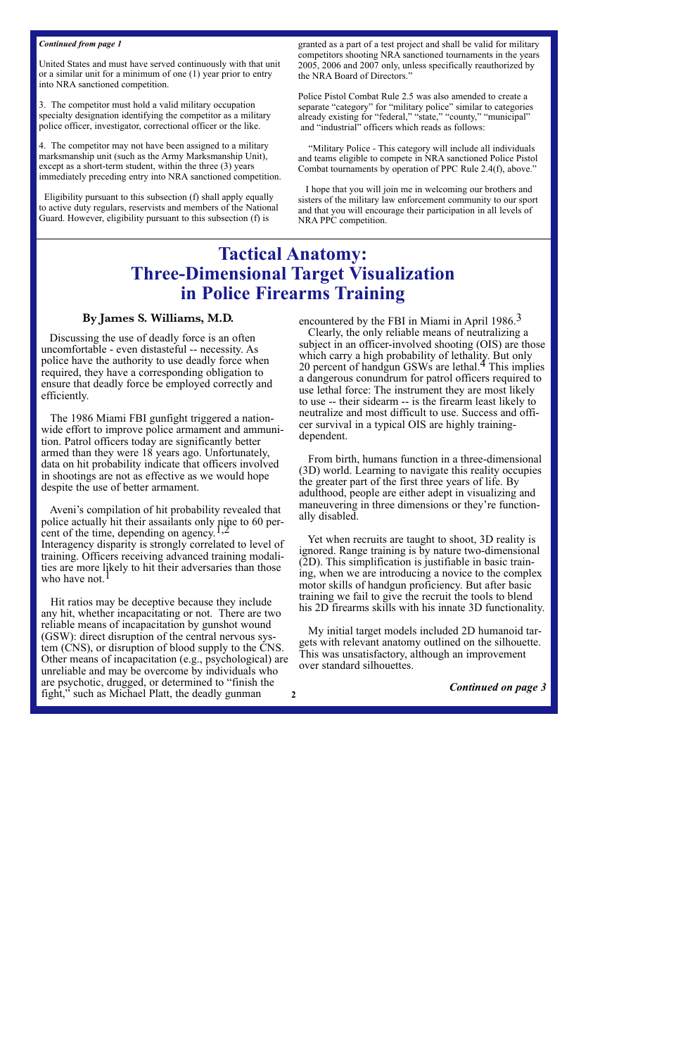*Continued from page 1*

United States and must have served continuously with that unit or a similar unit for a minimum of one (1) year prior to entry into NRA sanctioned competition.

3. The competitor must hold a valid military occupation specialty designation identifying the competitor as a military police officer, investigator, correctional officer or the like.

4. The competitor may not have been assigned to a military marksmanship unit (such as the Army Marksmanship Unit), except as a short-term student, within the three (3) years immediately preceding entry into NRA sanctioned competition.

Eligibility pursuant to this subsection (f) shall apply equally to active duty regulars, reservists and members of the National Guard. However, eligibility pursuant to this subsection (f) is granted as a part of a test project and shall be valid for military competitors shooting NRA sanctioned tournaments in the years 2005, 2006 and 2007 only, unless specifically reauthorized by the NRA Board of Directors."

Police Pistol Combat Rule 2.5 was also amended to create a separate "category" for "military police" similar to categories already existing for "federal," "state," "county," "municipal" and "industrial" officers which reads as follows:

"Military Police - This category will include all individuals and teams eligible to compete in NRA sanctioned Police Pistol Combat tournaments by operation of PPC Rule 2.4(f), above."

I hope that you will join me in welcoming our brothers and sisters of the military law enforcement community to our sport and that you will encourage their participation in all levels of NRA PPC competition.

# Tactical Anatomy: Three-Dimensional Target Visualization in Police Firearms Training

### By James S. Williams, M.D.

Discussing the use of deadly force is an often uncomfortable - even distasteful -- necessity. As police have the authority to use deadly force when required, they have a corresponding obligation to ensure that deadly force be employed correctly and efficiently.

The 1986 Miami FBI gunfight triggered a nationwide effort to improve police armament and ammunition. Patrol officers today are significantly better armed than they were 18 years ago. Unfortunately, data on hit probability indicate that officers involved in shootings are not as effective as we would hope despite the use of better armament.

Aveni's compilation of hit probability revealed that police actually hit their assailants only nine to 60 percent of the time, depending on agency.[1,2] Interagency disparity is strongly correlated to level of training. Officers receiving advanced training modalities are more likely to hit their adversaries than those who have not.[1]

Hit ratios may be deceptive because they include any hit, whether incapacitating or not. There are two reliable means of incapacitation by gunshot wound (GSW): direct disruption of the central nervous system (CNS), or disruption of blood supply to the CNS. Other means of incapacitation (e.g., psychological) are unreliable and may be overcome by individuals who are psychotic, drugged, or determined to "finish the fight," such as Michael Platt, the deadly gunman encountered by the FBI in Miami in April 1986.[3]

Clearly, the only reliable means of neutralizing a subject in an officer-involved shooting (OIS) are those which carry a high probability of lethality. But only 20 percent of handgun GSWs are lethal.[4] This implies a dangerous conundrum for patrol officers required to use lethal force: The instrument they are most likely to use -- their sidearm -- is the firearm least likely to neutralize and most difficult to use. Success and officer survival in a typical OIS are highly training-dependent.

From birth, humans function in a three-dimensional (3D) world. Learning to navigate this reality occupies the greater part of the first three years of life. By adulthood, people are either adept in visualizing and maneuvering in three dimensions or they're functionally disabled.

Yet when recruits are taught to shoot, 3D reality is ignored. Range training is by nature two-dimensional (2D). This simplification is justifiable in basic training, when we are introducing a novice to the complex motor skills of handgun proficiency. But after basic training we fail to give the recruit the tools to blend his 2D firearms skills with his innate 3D functionality.

My initial target models included 2D humanoid targets with relevant anatomy outlined on the silhouette. This was unsatisfactory, although an improvement over standard silhouettes.

***Continued on page 3***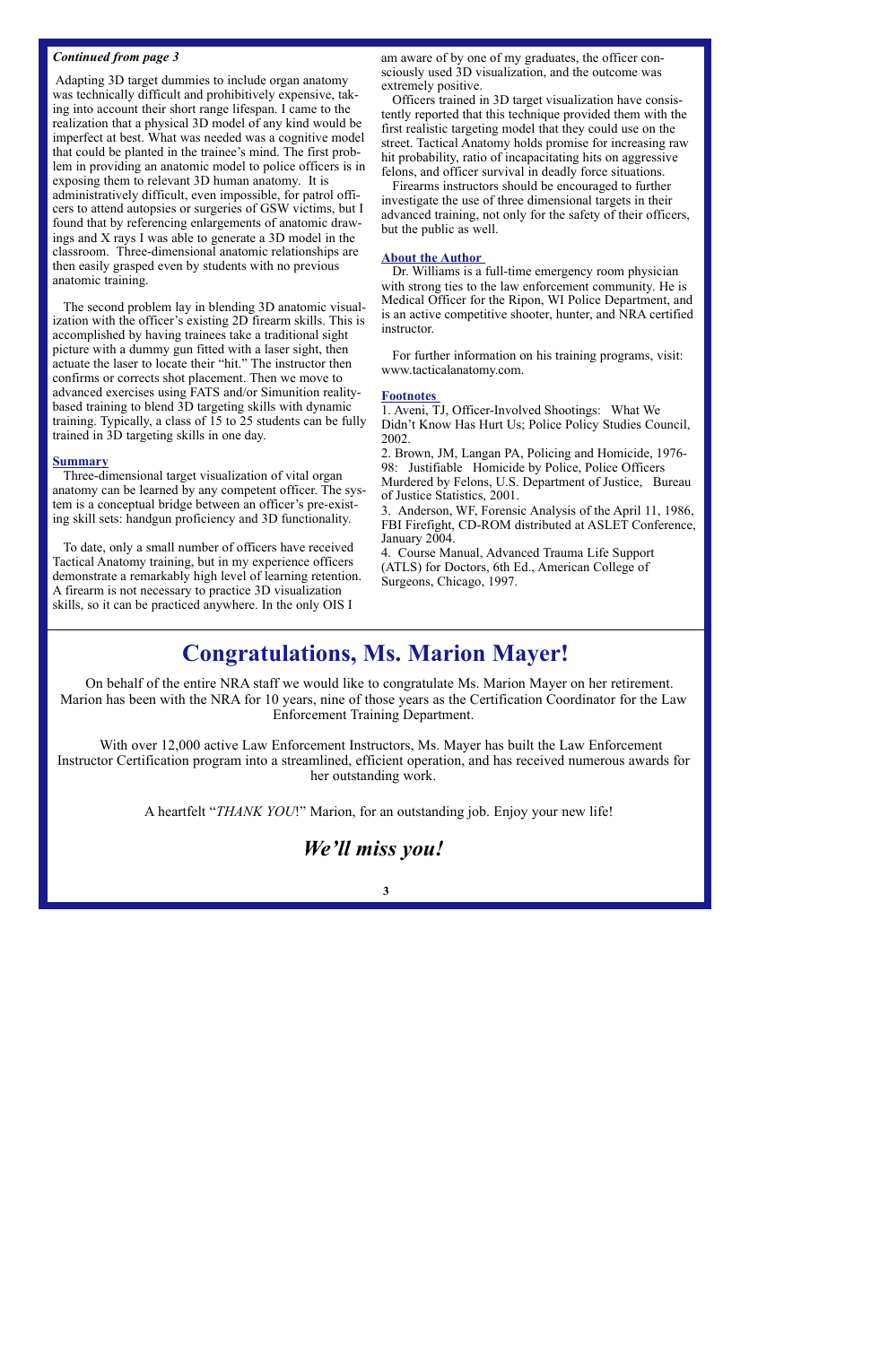***Continued from page 3***

Adapting 3D target dummies to include organ anatomy was technically difficult and prohibitively expensive, taking into account their short range lifespan. I came to the realization that a physical 3D model of any kind would be imperfect at best. What was needed was a cognitive model that could be planted in the trainee's mind. The first problem in providing an anatomic model to police officers is in exposing them to relevant 3D human anatomy. It is administratively difficult, even impossible, for patrol officers to attend autopsies or surgeries of GSW victims, but I found that by referencing enlargements of anatomic drawings and X rays I was able to generate a 3D model in the classroom. Three-dimensional anatomic relationships are then easily grasped even by students with no previous anatomic training.

The second problem lay in blending 3D anatomic visualization with the officer's existing 2D firearm skills. This is accomplished by having trainees take a traditional sight picture with a dummy gun fitted with a laser sight, then actuate the laser to locate their "hit." The instructor then confirms or corrects shot placement. Then we move to advanced exercises using FATS and/or Simunition reality-based training to blend 3D targeting skills with dynamic training. Typically, a class of 15 to 25 students can be fully trained in 3D targeting skills in one day.

## Summary

Three-dimensional target visualization of vital organ anatomy can be learned by any competent officer. The system is a conceptual bridge between an officer's pre-existing skill sets: handgun proficiency and 3D functionality.

To date, only a small number of officers have received Tactical Anatomy training, but in my experience officers demonstrate a remarkably high level of learning retention. A firearm is not necessary to practice 3D visualization skills, so it can be practiced anywhere. In the only OIS I am aware of by one of my graduates, the officer consciously used 3D visualization, and the outcome was extremely positive.

Officers trained in 3D target visualization have consistently reported that this technique provided them with the first realistic targeting model that they could use on the street. Tactical Anatomy holds promise for increasing raw hit probability, ratio of incapacitating hits on aggressive felons, and officer survival in deadly force situations.

Firearms instructors should be encouraged to further investigate the use of three dimensional targets in their advanced training, not only for the safety of their officers, but the public as well.

## About the Author

Dr. Williams is a full-time emergency room physician with strong ties to the law enforcement community. He is Medical Officer for the Ripon, WI Police Department, and is an active competitive shooter, hunter, and NRA certified instructor.

For further information on his training programs, visit: www.tacticalanatomy.com.

## Footnotes

1. Aveni, TJ, Officer-Involved Shootings: What We Didn't Know Has Hurt Us; Police Policy Studies Council, 2002.
2. Brown, JM, Langan PA, Policing and Homicide, 1976-98: Justifiable Homicide by Police, Police Officers Murdered by Felons, U.S. Department of Justice, Bureau of Justice Statistics, 2001.
3. Anderson, WF, Forensic Analysis of the April 11, 1986, FBI Firefight, CD-ROM distributed at ASLET Conference, January 2004.
4. Course Manual, Advanced Trauma Life Support (ATLS) for Doctors, 6th Ed., American College of Surgeons, Chicago, 1997.

# Congratulations, Ms. Marion Mayer!

On behalf of the entire NRA staff we would like to congratulate Ms. Marion Mayer on her retirement. Marion has been with the NRA for 10 years, nine of those years as the Certification Coordinator for the Law Enforcement Training Department.

With over 12,000 active Law Enforcement Instructors, Ms. Mayer has built the Law Enforcement Instructor Certification program into a streamlined, efficient operation, and has received numerous awards for her outstanding work.

A heartfelt "*THANK YOU*!" Marion, for an outstanding job. Enjoy your new life!

***We'll miss you!***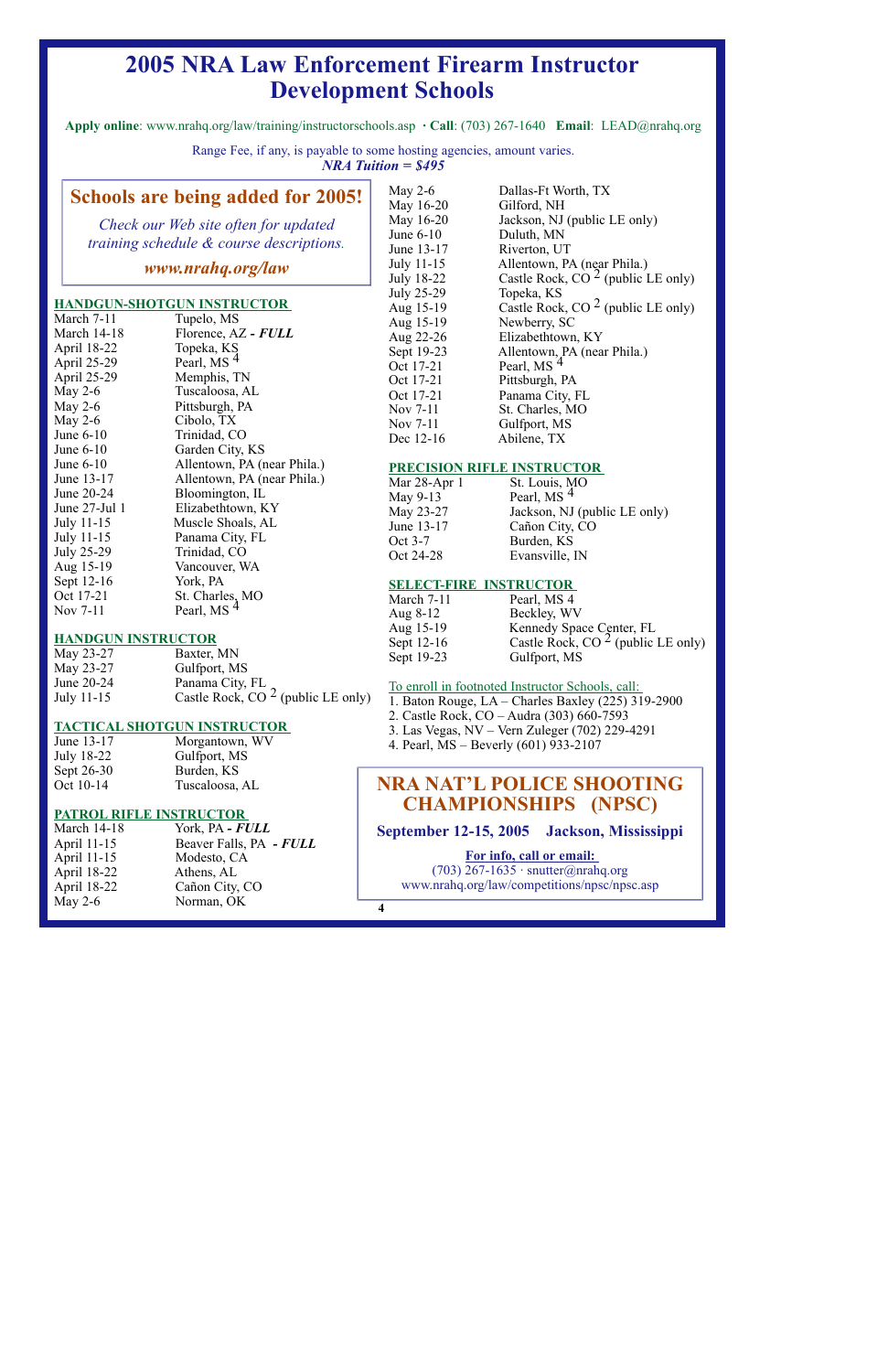# 2005 NRA Law Enforcement Firearm Instructor Development Schools

**Apply online**: www.nrahq.org/law/training/instructorschools.asp · **Call**: (703) 267-1640 **Email**: LEAD@nrahq.org

Range Fee, if any, is payable to some hosting agencies, amount varies.
*NRA Tuition = $495*

> **Schools are being added for 2005!**
>
> *Check our Web site often for updated training schedule & course descriptions.*
>
> ***www.nrahq.org/law***

## HANDGUN-SHOTGUN INSTRUCTOR

| | |
|---|---|
| March 7-11 | Tupelo, MS |
| March 14-18 | Florence, AZ - ***FULL*** |
| April 18-22 | Topeka, KS |
| April 25-29 | Pearl, MS [4] |
| April 25-29 | Memphis, TN |
| May 2-6 | Tuscaloosa, AL |
| May 2-6 | Pittsburgh, PA |
| May 2-6 | Cibolo, TX |
| June 6-10 | Trinidad, CO |
| June 6-10 | Garden City, KS |
| June 6-10 | Allentown, PA (near Phila.) |
| June 13-17 | Allentown, PA (near Phila.) |
| June 20-24 | Bloomington, IL |
| June 27-Jul 1 | Elizabethtown, KY |
| July 11-15 | Muscle Shoals, AL |
| July 11-15 | Panama City, FL |
| July 25-29 | Trinidad, CO |
| Aug 15-19 | Vancouver, WA |
| Sept 12-16 | York, PA |
| Oct 17-21 | St. Charles, MO |
| Nov 7-11 | Pearl, MS [4] |
| May 2-6 | Dallas-Ft Worth, TX |
| May 16-20 | Gilford, NH |
| May 16-20 | Jackson, NJ (public LE only) |
| June 6-10 | Duluth, MN |
| June 13-17 | Riverton, UT |
| July 11-15 | Allentown, PA (near Phila.) |
| July 18-22 | Castle Rock, CO [2] (public LE only) |
| July 25-29 | Topeka, KS |
| Aug 15-19 | Castle Rock, CO [2] (public LE only) |
| Aug 15-19 | Newberry, SC |
| Aug 22-26 | Elizabethtown, KY |
| Sept 19-23 | Allentown, PA (near Phila.) |
| Oct 17-21 | Pearl, MS [4] |
| Oct 17-21 | Pittsburgh, PA |
| Oct 17-21 | Panama City, FL |
| Nov 7-11 | St. Charles, MO |
| Nov 7-11 | Gulfport, MS |
| Dec 12-16 | Abilene, TX |

## HANDGUN INSTRUCTOR

| | |
|---|---|
| May 23-27 | Baxter, MN |
| May 23-27 | Gulfport, MS |
| June 20-24 | Panama City, FL |
| July 11-15 | Castle Rock, CO [2] (public LE only) |

## TACTICAL SHOTGUN INSTRUCTOR

| | |
|---|---|
| June 13-17 | Morgantown, WV |
| July 18-22 | Gulfport, MS |
| Sept 26-30 | Burden, KS |
| Oct 10-14 | Tuscaloosa, AL |

## PATROL RIFLE INSTRUCTOR

| | |
|---|---|
| March 14-18 | York, PA - ***FULL*** |
| April 11-15 | Beaver Falls, PA - ***FULL*** |
| April 11-15 | Modesto, CA |
| April 18-22 | Athens, AL |
| April 18-22 | Cañon City, CO |
| May 2-6 | Norman, OK |

## PRECISION RIFLE INSTRUCTOR

| | |
|---|---|
| Mar 28-Apr 1 | St. Louis, MO |
| May 9-13 | Pearl, MS [4] |
| May 23-27 | Jackson, NJ (public LE only) |
| June 13-17 | Cañon City, CO |
| Oct 3-7 | Burden, KS |
| Oct 24-28 | Evansville, IN |

## SELECT-FIRE INSTRUCTOR

| | |
|---|---|
| March 7-11 | Pearl, MS 4 |
| Aug 8-12 | Beckley, WV |
| Aug 15-19 | Kennedy Space Center, FL |
| Sept 12-16 | Castle Rock, CO [2] (public LE only) |
| Sept 19-23 | Gulfport, MS |

To enroll in footnoted Instructor Schools, call:

1. Baton Rouge, LA – Charles Baxley (225) 319-2900
2. Castle Rock, CO – Audra (303) 660-7593
3. Las Vegas, NV – Vern Zuleger (702) 229-4291
4. Pearl, MS – Beverly (601) 933-2107

> **NRA NAT'L POLICE SHOOTING CHAMPIONSHIPS (NPSC)**
>
> **September 12-15, 2005 Jackson, Mississippi**
>
> **For info, call or email:**
> (703) 267-1635 · snutter@nrahq.org
> www.nrahq.org/law/competitions/npsc/npsc.asp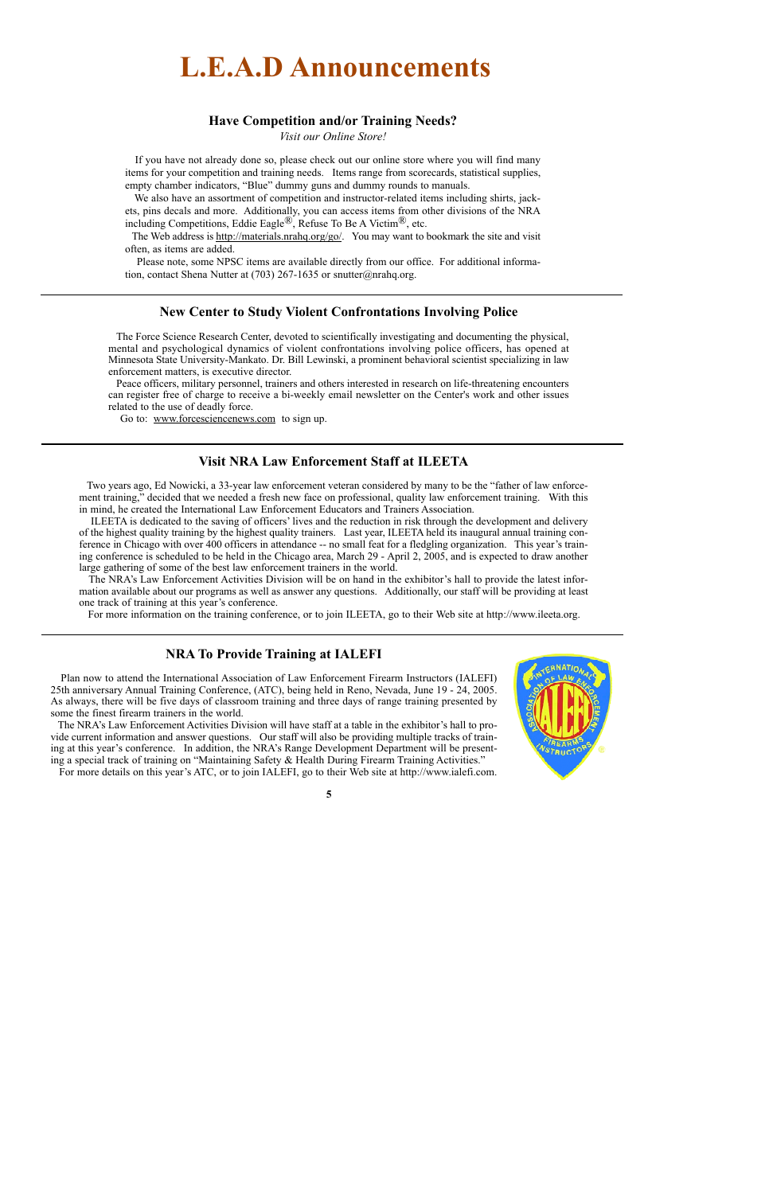# L.E.A.D Announcements

## Have Competition and/or Training Needs?

*Visit our Online Store!*

If you have not already done so, please check out our online store where you will find many items for your competition and training needs. Items range from scorecards, statistical supplies, empty chamber indicators, "Blue" dummy guns and dummy rounds to manuals.

We also have an assortment of competition and instructor-related items including shirts, jackets, pins decals and more. Additionally, you can access items from other divisions of the NRA including Competitions, Eddie Eagle®, Refuse To Be A Victim®, etc.

The Web address is http://materials.nrahq.org/go/. You may want to bookmark the site and visit often, as items are added.

Please note, some NPSC items are available directly from our office. For additional information, contact Shena Nutter at (703) 267-1635 or snutter@nrahq.org.

---

## New Center to Study Violent Confrontations Involving Police

The Force Science Research Center, devoted to scientifically investigating and documenting the physical, mental and psychological dynamics of violent confrontations involving police officers, has opened at Minnesota State University-Mankato. Dr. Bill Lewinski, a prominent behavioral scientist specializing in law enforcement matters, is executive director.

Peace officers, military personnel, trainers and others interested in research on life-threatening encounters can register free of charge to receive a bi-weekly email newsletter on the Center's work and other issues related to the use of deadly force.

Go to: www.forcesciencenews.com to sign up.

---

## Visit NRA Law Enforcement Staff at ILEETA

Two years ago, Ed Nowicki, a 33-year law enforcement veteran considered by many to be the "father of law enforcement training," decided that we needed a fresh new face on professional, quality law enforcement training. With this in mind, he created the International Law Enforcement Educators and Trainers Association.

ILEETA is dedicated to the saving of officers' lives and the reduction in risk through the development and delivery of the highest quality training by the highest quality trainers. Last year, ILEETA held its inaugural annual training conference in Chicago with over 400 officers in attendance -- no small feat for a fledgling organization. This year's training conference is scheduled to be held in the Chicago area, March 29 - April 2, 2005, and is expected to draw another large gathering of some of the best law enforcement trainers in the world.

The NRA's Law Enforcement Activities Division will be on hand in the exhibitor's hall to provide the latest information available about our programs as well as answer any questions. Additionally, our staff will be providing at least one track of training at this year's conference.

For more information on the training conference, or to join ILEETA, go to their Web site at http://www.ileeta.org.

---

## NRA To Provide Training at IALEFI

Plan now to attend the International Association of Law Enforcement Firearm Instructors (IALEFI) 25th anniversary Annual Training Conference, (ATC), being held in Reno, Nevada, June 19 - 24, 2005. As always, there will be five days of classroom training and three days of range training presented by some the finest firearm trainers in the world.

The NRA's Law Enforcement Activities Division will have staff at a table in the exhibitor's hall to provide current information and answer questions. Our staff will also be providing multiple tracks of training at this year's conference. In addition, the NRA's Range Development Department will be presenting a special track of training on "Maintaining Safety & Health During Firearm Training Activities."

For more details on this year's ATC, or to join IALEFI, go to their Web site at http://www.ialefi.com.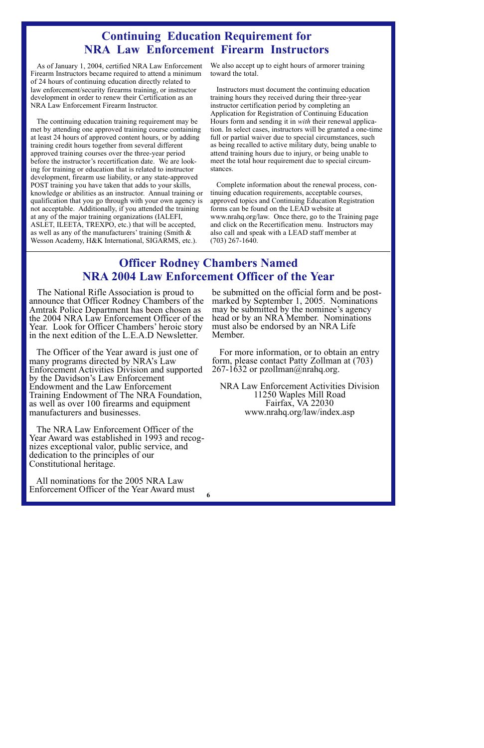# Continuing Education Requirement for NRA Law Enforcement Firearm Instructors

As of January 1, 2004, certified NRA Law Enforcement Firearm Instructors became required to attend a minimum of 24 hours of continuing education directly related to law enforcement/security firearms training, or instructor development in order to renew their Certification as an NRA Law Enforcement Firearm Instructor.

The continuing education training requirement may be met by attending one approved training course containing at least 24 hours of approved content hours, or by adding training credit hours together from several different approved training courses over the three-year period before the instructor's recertification date. We are looking for training or education that is related to instructor development, firearm use liability, or any state-approved POST training you have taken that adds to your skills, knowledge or abilities as an instructor. Annual training or qualification that you go through with your own agency is not acceptable. Additionally, if you attended the training at any of the major training organizations (IALEFI, ASLET, ILEETA, TREXPO, etc.) that will be accepted, as well as any of the manufacturers' training (Smith & Wesson Academy, H&K International, SIGARMS, etc.). We also accept up to eight hours of armorer training toward the total.

Instructors must document the continuing education training hours they received during their three-year instructor certification period by completing an Application for Registration of Continuing Education Hours form and sending it in *with* their renewal application. In select cases, instructors will be granted a one-time full or partial waiver due to special circumstances, such as being recalled to active military duty, being unable to attend training hours due to injury, or being unable to meet the total hour requirement due to special circumstances.

Complete information about the renewal process, continuing education requirements, acceptable courses, approved topics and Continuing Education Registration forms can be found on the LEAD website at www.nrahq.org/law. Once there, go to the Training page and click on the Recertification menu. Instructors may also call and speak with a LEAD staff member at (703) 267-1640.

# Officer Rodney Chambers Named NRA 2004 Law Enforcement Officer of the Year

The National Rifle Association is proud to announce that Officer Rodney Chambers of the Amtrak Police Department has been chosen as the 2004 NRA Law Enforcement Officer of the Year. Look for Officer Chambers' heroic story in the next edition of the L.E.A.D Newsletter.

The Officer of the Year award is just one of many programs directed by NRA's Law Enforcement Activities Division and supported by the Davidson's Law Enforcement Endowment and the Law Enforcement Training Endowment of The NRA Foundation, as well as over 100 firearms and equipment manufacturers and businesses.

The NRA Law Enforcement Officer of the Year Award was established in 1993 and recognizes exceptional valor, public service, and dedication to the principles of our Constitutional heritage.

All nominations for the 2005 NRA Law Enforcement Officer of the Year Award must be submitted on the official form and be postmarked by September 1, 2005. Nominations may be submitted by the nominee's agency head or by an NRA Member. Nominations must also be endorsed by an NRA Life Member.

For more information, or to obtain an entry form, please contact Patty Zollman at (703) 267-1632 or pzollman@nrahq.org.

NRA Law Enforcement Activities Division
11250 Waples Mill Road
Fairfax, VA 22030
www.nrahq.org/law/index.asp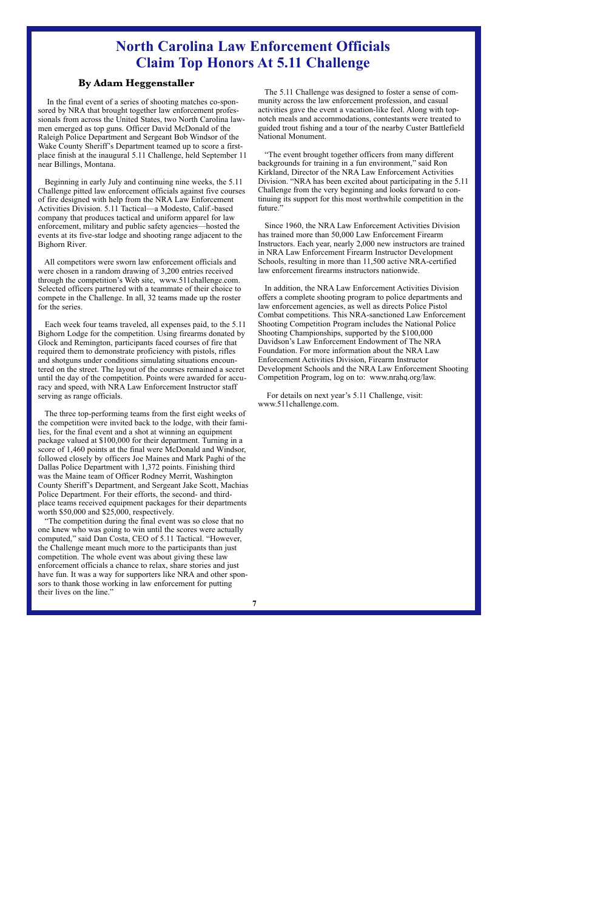# North Carolina Law Enforcement Officials Claim Top Honors At 5.11 Challenge

### By Adam Heggenstaller

In the final event of a series of shooting matches co-sponsored by NRA that brought together law enforcement professionals from across the United States, two North Carolina lawmen emerged as top guns. Officer David McDonald of the Raleigh Police Department and Sergeant Bob Windsor of the Wake County Sheriff's Department teamed up to score a first-place finish at the inaugural 5.11 Challenge, held September 11 near Billings, Montana.

Beginning in early July and continuing nine weeks, the 5.11 Challenge pitted law enforcement officials against five courses of fire designed with help from the NRA Law Enforcement Activities Division. 5.11 Tactical—a Modesto, Calif.-based company that produces tactical and uniform apparel for law enforcement, military and public safety agencies—hosted the events at its five-star lodge and shooting range adjacent to the Bighorn River.

All competitors were sworn law enforcement officials and were chosen in a random drawing of 3,200 entries received through the competition's Web site, www.511challenge.com. Selected officers partnered with a teammate of their choice to compete in the Challenge. In all, 32 teams made up the roster for the series.

Each week four teams traveled, all expenses paid, to the 5.11 Bighorn Lodge for the competition. Using firearms donated by Glock and Remington, participants faced courses of fire that required them to demonstrate proficiency with pistols, rifles and shotguns under conditions simulating situations encountered on the street. The layout of the courses remained a secret until the day of the competition. Points were awarded for accuracy and speed, with NRA Law Enforcement Instructor staff serving as range officials.

The three top-performing teams from the first eight weeks of the competition were invited back to the lodge, with their families, for the final event and a shot at winning an equipment package valued at $100,000 for their department. Turning in a score of 1,460 points at the final were McDonald and Windsor, followed closely by officers Joe Maines and Mark Paghi of the Dallas Police Department with 1,372 points. Finishing third was the Maine team of Officer Rodney Merrit, Washington County Sheriff's Department, and Sergeant Jake Scott, Machias Police Department. For their efforts, the second- and third-place teams received equipment packages for their departments worth $50,000 and $25,000, respectively.

"The competition during the final event was so close that no one knew who was going to win until the scores were actually computed," said Dan Costa, CEO of 5.11 Tactical. "However, the Challenge meant much more to the participants than just competition. The whole event was about giving these law enforcement officials a chance to relax, share stories and just have fun. It was a way for supporters like NRA and other sponsors to thank those working in law enforcement for putting their lives on the line."

The 5.11 Challenge was designed to foster a sense of community across the law enforcement profession, and casual activities gave the event a vacation-like feel. Along with top-notch meals and accommodations, contestants were treated to guided trout fishing and a tour of the nearby Custer Battlefield National Monument.

"The event brought together officers from many different backgrounds for training in a fun environment," said Ron Kirkland, Director of the NRA Law Enforcement Activities Division. "NRA has been excited about participating in the 5.11 Challenge from the very beginning and looks forward to continuing its support for this most worthwhile competition in the future."

Since 1960, the NRA Law Enforcement Activities Division has trained more than 50,000 Law Enforcement Firearm Instructors. Each year, nearly 2,000 new instructors are trained in NRA Law Enforcement Firearm Instructor Development Schools, resulting in more than 11,500 active NRA-certified law enforcement firearms instructors nationwide.

In addition, the NRA Law Enforcement Activities Division offers a complete shooting program to police departments and law enforcement agencies, as well as directs Police Pistol Combat competitions. This NRA-sanctioned Law Enforcement Shooting Competition Program includes the National Police Shooting Championships, supported by the $100,000 Davidson's Law Enforcement Endowment of The NRA Foundation. For more information about the NRA Law Enforcement Activities Division, Firearm Instructor Development Schools and the NRA Law Enforcement Shooting Competition Program, log on to: www.nrahq.org/law.

For details on next year's 5.11 Challenge, visit: www.511challenge.com.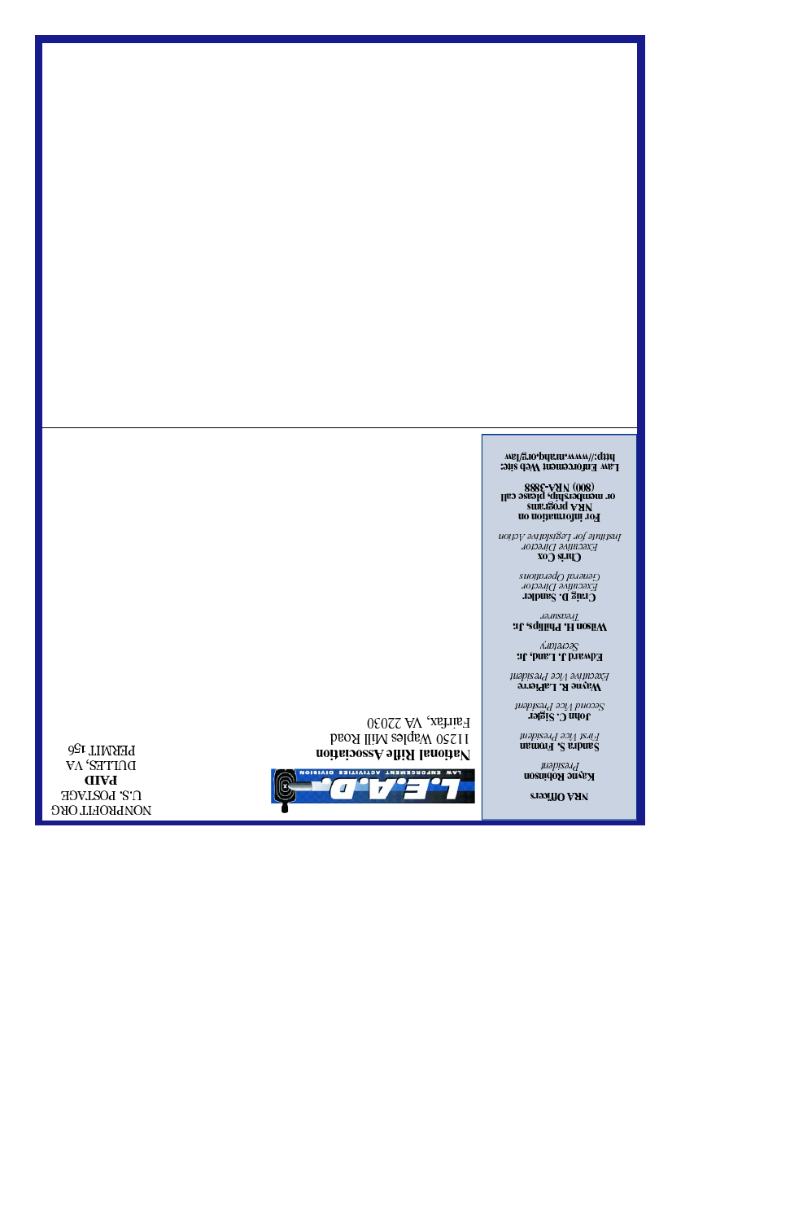NONPROFIT ORG
U.S. POSTAGE
**PAID**
DULLES, VA
PERMIT 156

L.E.A.D.
LAW ENFORCEMENT ACTIVITIES DIVISION

**National Rifle Association**
11250 Waples Mill Road
Fairfax, VA 22030

**NRA Officers**

**Kayne Robinson**
*President*

**Sandra S. Froman**
*First Vice President*

**John C. Sigler**
*Second Vice President*

**Wayne R. LaPierre**
*Executive Vice President*

**Edward J. Land, Jr.**
*Secretary*

**Wilson H. Phillips, Jr.**
*Treasurer*

**Craig D. Sandler**
*Executive Director*
*General Operations*

**Chris Cox**
*Executive Director*
*Institute for Legislative Action*

**For information on NRA programs or membership, please call (800) NRA-3888**

**Law Enforcement Web site:**
**http://www.nrahq.org/law**